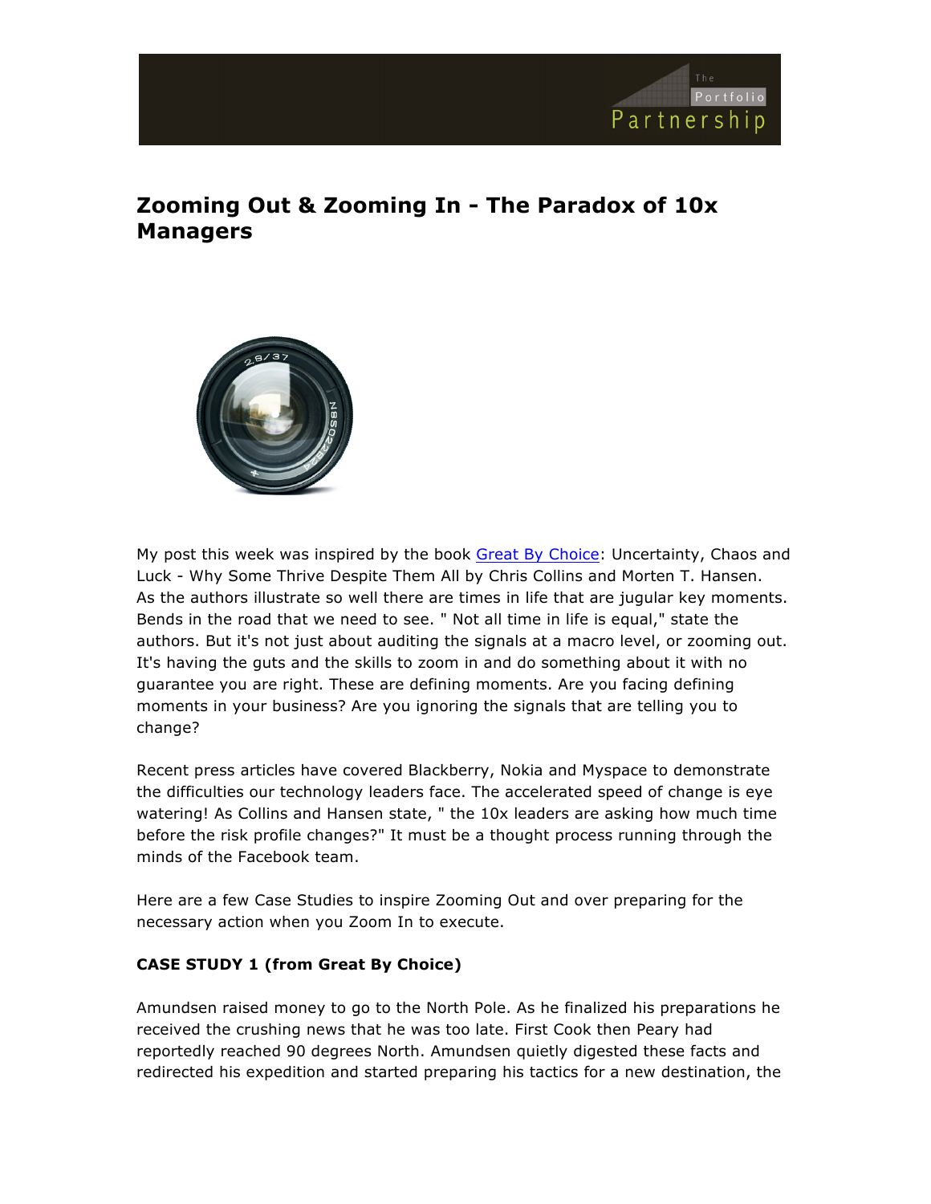# Zooming Out & Zooming In - The Paradox of 10x Managers

My post this week was inspired by the book [Great By Choice](): Uncertainty, Chaos and Luck - Why Some Thrive Despite Them All by Chris Collins and Morten T. Hansen. As the authors illustrate so well there are times in life that are jugular key moments. Bends in the road that we need to see. " Not all time in life is equal," state the authors. But it's not just about auditing the signals at a macro level, or zooming out. It's having the guts and the skills to zoom in and do something about it with no guarantee you are right. These are defining moments. Are you facing defining moments in your business? Are you ignoring the signals that are telling you to change?

Recent press articles have covered Blackberry, Nokia and Myspace to demonstrate the difficulties our technology leaders face. The accelerated speed of change is eye watering! As Collins and Hansen state, " the 10x leaders are asking how much time before the risk profile changes?" It must be a thought process running through the minds of the Facebook team.

Here are a few Case Studies to inspire Zooming Out and over preparing for the necessary action when you Zoom In to execute.

**CASE STUDY 1 (from Great By Choice)**

Amundsen raised money to go to the North Pole. As he finalized his preparations he received the crushing news that he was too late. First Cook then Peary had reportedly reached 90 degrees North. Amundsen quietly digested these facts and redirected his expedition and started preparing his tactics for a new destination, the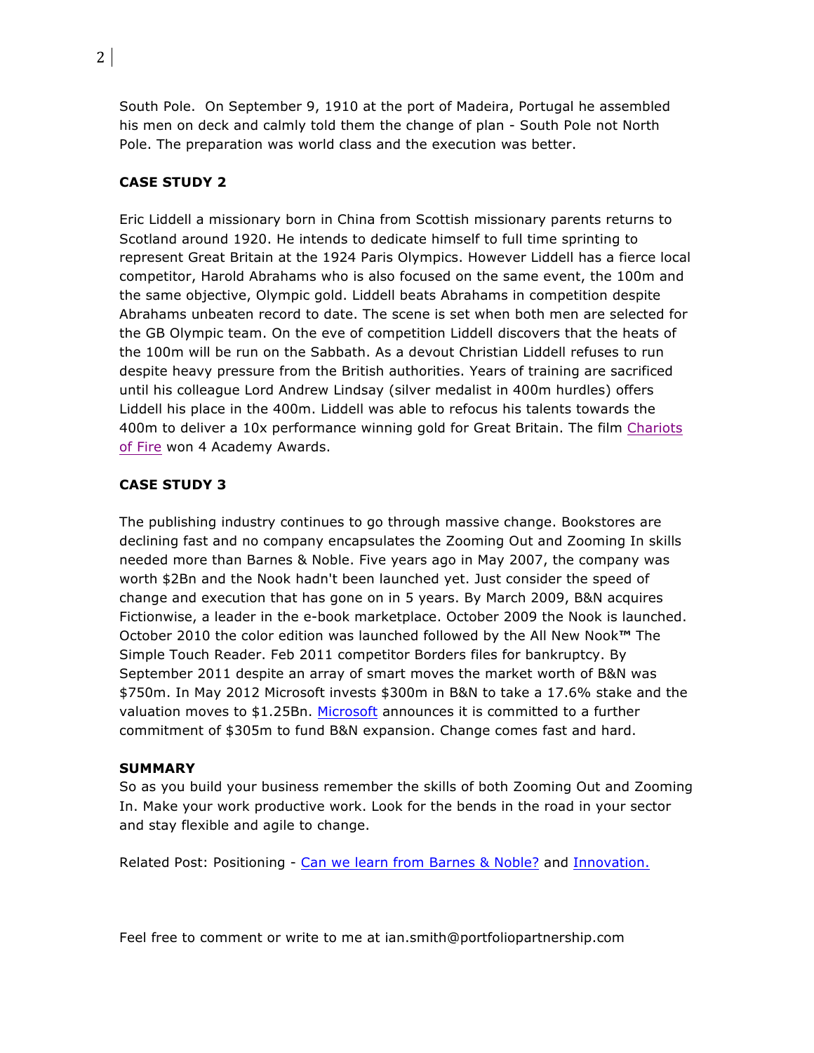South Pole. On September 9, 1910 at the port of Madeira, Portugal he assembled his men on deck and calmly told them the change of plan - South Pole not North Pole. The preparation was world class and the execution was better.

**CASE STUDY 2**

Eric Liddell a missionary born in China from Scottish missionary parents returns to Scotland around 1920. He intends to dedicate himself to full time sprinting to represent Great Britain at the 1924 Paris Olympics. However Liddell has a fierce local competitor, Harold Abrahams who is also focused on the same event, the 100m and the same objective, Olympic gold. Liddell beats Abrahams in competition despite Abrahams unbeaten record to date. The scene is set when both men are selected for the GB Olympic team. On the eve of competition Liddell discovers that the heats of the 100m will be run on the Sabbath. As a devout Christian Liddell refuses to run despite heavy pressure from the British authorities. Years of training are sacrificed until his colleague Lord Andrew Lindsay (silver medalist in 400m hurdles) offers Liddell his place in the 400m. Liddell was able to refocus his talents towards the 400m to deliver a 10x performance winning gold for Great Britain. The film Chariots of Fire won 4 Academy Awards.

**CASE STUDY 3**

The publishing industry continues to go through massive change. Bookstores are declining fast and no company encapsulates the Zooming Out and Zooming In skills needed more than Barnes & Noble. Five years ago in May 2007, the company was worth $2Bn and the Nook hadn't been launched yet. Just consider the speed of change and execution that has gone on in 5 years. By March 2009, B&N acquires Fictionwise, a leader in the e-book marketplace. October 2009 the Nook is launched. October 2010 the color edition was launched followed by the All New Nook™ The Simple Touch Reader. Feb 2011 competitor Borders files for bankruptcy. By September 2011 despite an array of smart moves the market worth of B&N was $750m. In May 2012 Microsoft invests $300m in B&N to take a 17.6% stake and the valuation moves to $1.25Bn. Microsoft announces it is committed to a further commitment of $305m to fund B&N expansion. Change comes fast and hard.

**SUMMARY**

So as you build your business remember the skills of both Zooming Out and Zooming In. Make your work productive work. Look for the bends in the road in your sector and stay flexible and agile to change.

Related Post: Positioning - Can we learn from Barnes & Noble? and Innovation.

Feel free to comment or write to me at ian.smith@portfoliopartnership.com